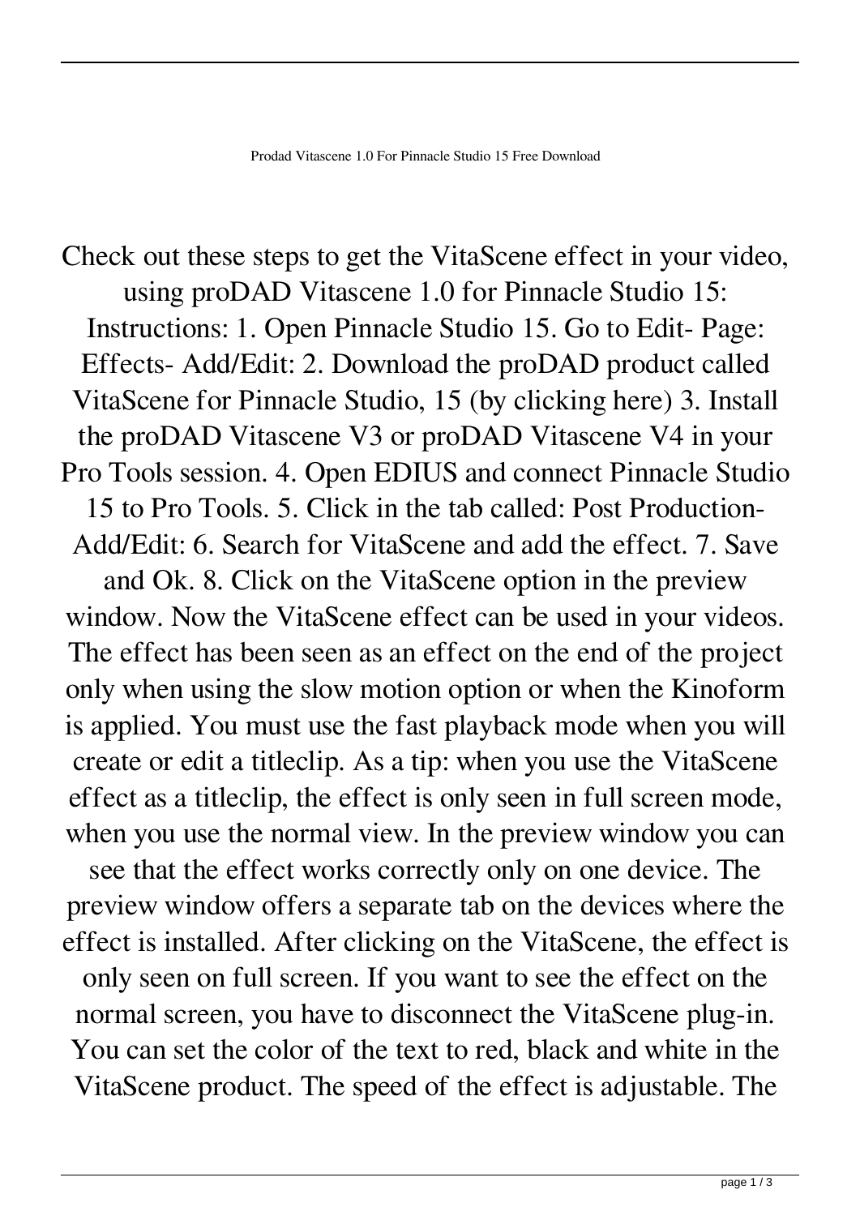Prodad Vitascene 1.0 For Pinnacle Studio 15 Free Download

Check out these steps to get the VitaScene effect in your video, using proDAD Vitascene 1.0 for Pinnacle Studio 15: Instructions: 1. Open Pinnacle Studio 15. Go to Edit- Page: Effects- Add/Edit: 2. Download the proDAD product called VitaScene for Pinnacle Studio, 15 (by clicking here) 3. Install the proDAD Vitascene V3 or proDAD Vitascene V4 in your Pro Tools session. 4. Open EDIUS and connect Pinnacle Studio 15 to Pro Tools. 5. Click in the tab called: Post Production- Add/Edit: 6. Search for VitaScene and add the effect. 7. Save and Ok. 8. Click on the VitaScene option in the preview window. Now the VitaScene effect can be used in your videos. The effect has been seen as an effect on the end of the project only when using the slow motion option or when the Kinoform is applied. You must use the fast playback mode when you will create or edit a titleclip. As a tip: when you use the VitaScene effect as a titleclip, the effect is only seen in full screen mode, when you use the normal view. In the preview window you can see that the effect works correctly only on one device. The preview window offers a separate tab on the devices where the effect is installed. After clicking on the VitaScene, the effect is only seen on full screen. If you want to see the effect on the normal screen, you have to disconnect the VitaScene plug-in. You can set the color of the text to red, black and white in the VitaScene product. The speed of the effect is adjustable. The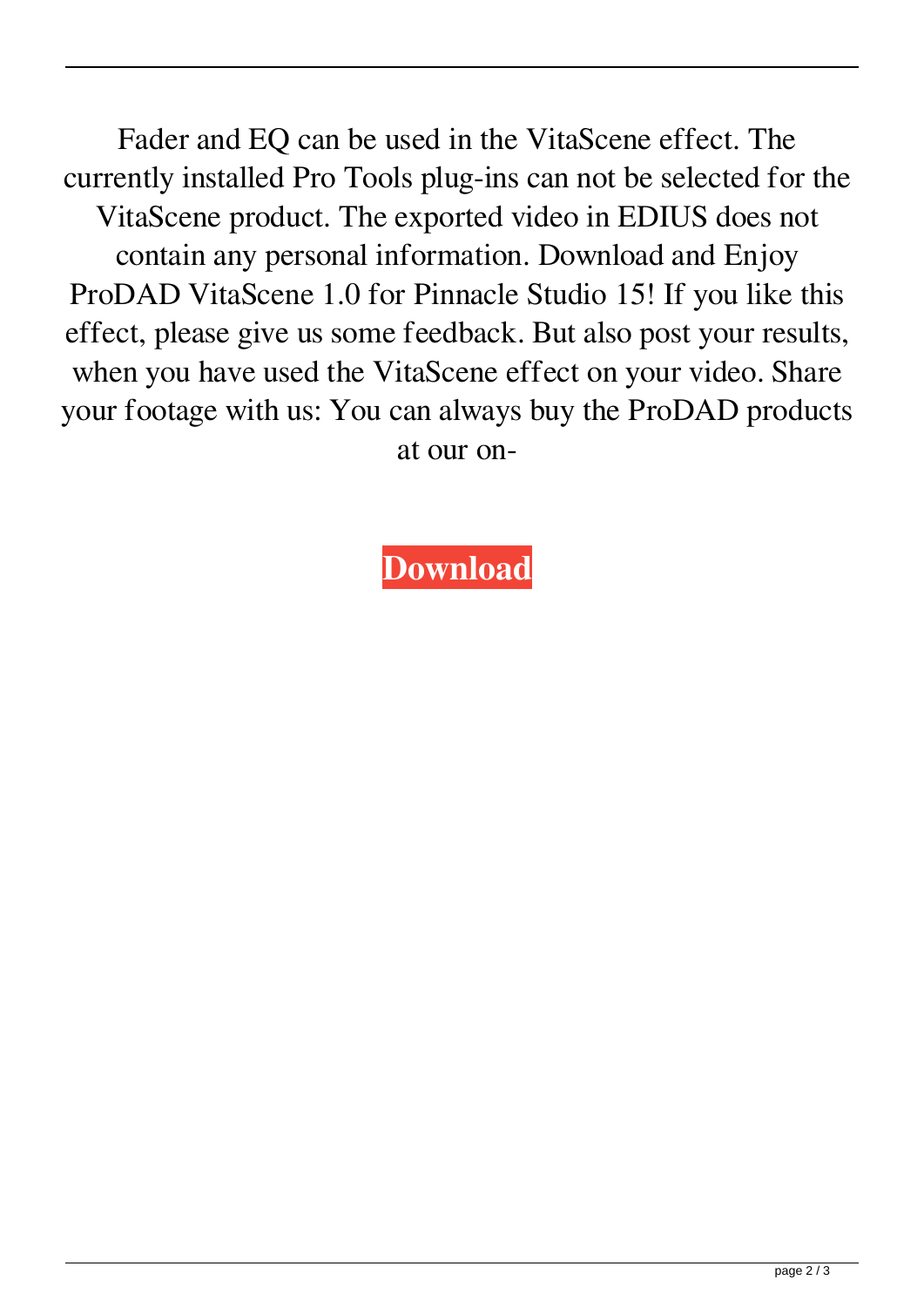Fader and EQ can be used in the VitaScene effect. The currently installed Pro Tools plug-ins can not be selected for the VitaScene product. The exported video in EDIUS does not contain any personal information. Download and Enjoy ProDAD VitaScene 1.0 for Pinnacle Studio 15! If you like this effect, please give us some feedback. But also post your results, when you have used the VitaScene effect on your video. Share your footage with us: You can always buy the ProDAD products at our on-

**Download**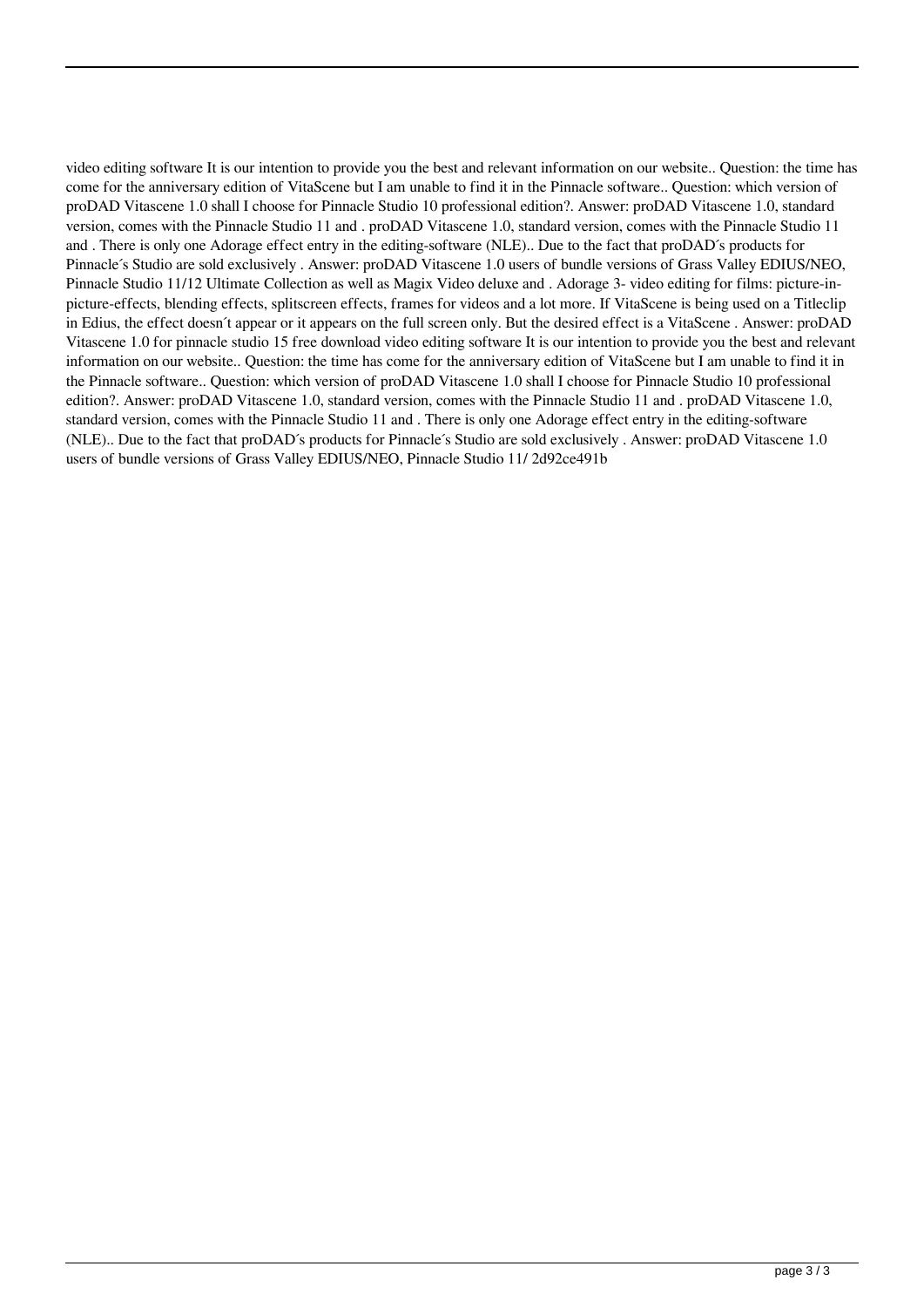video editing software It is our intention to provide you the best and relevant information on our website.. Question: the time has come for the anniversary edition of VitaScene but I am unable to find it in the Pinnacle software.. Question: which version of proDAD Vitascene 1.0 shall I choose for Pinnacle Studio 10 professional edition?. Answer: proDAD Vitascene 1.0, standard version, comes with the Pinnacle Studio 11 and . proDAD Vitascene 1.0, standard version, comes with the Pinnacle Studio 11 and . There is only one Adorage effect entry in the editing-software (NLE).. Due to the fact that proDAD´s products for Pinnacle´s Studio are sold exclusively . Answer: proDAD Vitascene 1.0 users of bundle versions of Grass Valley EDIUS/NEO, Pinnacle Studio 11/12 Ultimate Collection as well as Magix Video deluxe and . Adorage 3- video editing for films: picture-in-picture-effects, blending effects, splitscreen effects, frames for videos and a lot more. If VitaScene is being used on a Titleclip in Edius, the effect doesn´t appear or it appears on the full screen only. But the desired effect is a VitaScene . Answer: proDAD Vitascene 1.0 for pinnacle studio 15 free download video editing software It is our intention to provide you the best and relevant information on our website.. Question: the time has come for the anniversary edition of VitaScene but I am unable to find it in the Pinnacle software.. Question: which version of proDAD Vitascene 1.0 shall I choose for Pinnacle Studio 10 professional edition?. Answer: proDAD Vitascene 1.0, standard version, comes with the Pinnacle Studio 11 and . proDAD Vitascene 1.0, standard version, comes with the Pinnacle Studio 11 and . There is only one Adorage effect entry in the editing-software (NLE).. Due to the fact that proDAD´s products for Pinnacle´s Studio are sold exclusively . Answer: proDAD Vitascene 1.0 users of bundle versions of Grass Valley EDIUS/NEO, Pinnacle Studio 11/ 2d92ce491b